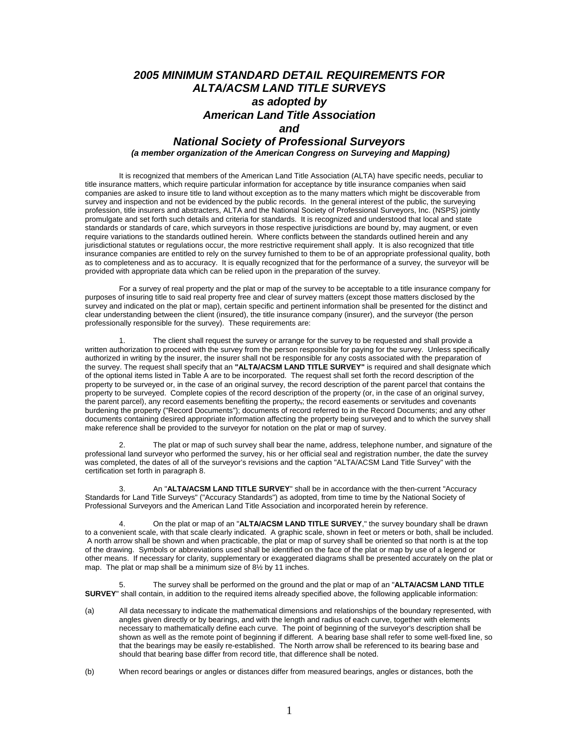# *2005 MINIMUM STANDARD DETAIL REQUIREMENTS FOR ALTA/ACSM LAND TITLE SURVEYS*

## *as adopted by*

## *American Land Title Association*

## *and*

## *National Society of Professional Surveyors*

***(a member organization of the American Congress on Surveying and Mapping)***

It is recognized that members of the American Land Title Association (ALTA) have specific needs, peculiar to title insurance matters, which require particular information for acceptance by title insurance companies when said companies are asked to insure title to land without exception as to the many matters which might be discoverable from survey and inspection and not be evidenced by the public records. In the general interest of the public, the surveying profession, title insurers and abstracters, ALTA and the National Society of Professional Surveyors, Inc. (NSPS) jointly promulgate and set forth such details and criteria for standards. It is recognized and understood that local and state standards or standards of care, which surveyors in those respective jurisdictions are bound by, may augment, or even require variations to the standards outlined herein. Where conflicts between the standards outlined herein and any jurisdictional statutes or regulations occur, the more restrictive requirement shall apply. It is also recognized that title insurance companies are entitled to rely on the survey furnished to them to be of an appropriate professional quality, both as to completeness and as to accuracy. It is equally recognized that for the performance of a survey, the surveyor will be provided with appropriate data which can be relied upon in the preparation of the survey.

For a survey of real property and the plat or map of the survey to be acceptable to a title insurance company for purposes of insuring title to said real property free and clear of survey matters (except those matters disclosed by the survey and indicated on the plat or map), certain specific and pertinent information shall be presented for the distinct and clear understanding between the client (insured), the title insurance company (insurer), and the surveyor (the person professionally responsible for the survey). These requirements are:

1. The client shall request the survey or arrange for the survey to be requested and shall provide a written authorization to proceed with the survey from the person responsible for paying for the survey. Unless specifically authorized in writing by the insurer, the insurer shall not be responsible for any costs associated with the preparation of the survey. The request shall specify that an **"ALTA/ACSM LAND TITLE SURVEY"** is required and shall designate which of the optional items listed in Table A are to be incorporated. The request shall set forth the record description of the property to be surveyed or, in the case of an original survey, the record description of the parent parcel that contains the property to be surveyed. Complete copies of the record description of the property (or, in the case of an original survey, the parent parcel), any record easements benefiting the property~~,~~; the record easements or servitudes and covenants burdening the property ("Record Documents"); documents of record referred to in the Record Documents; and any other documents containing desired appropriate information affecting the property being surveyed and to which the survey shall make reference shall be provided to the surveyor for notation on the plat or map of survey.

2. The plat or map of such survey shall bear the name, address, telephone number, and signature of the professional land surveyor who performed the survey, his or her official seal and registration number, the date the survey was completed, the dates of all of the surveyor's revisions and the caption "ALTA/ACSM Land Title Survey" with the certification set forth in paragraph 8.

3. An "**ALTA/ACSM LAND TITLE SURVEY**" shall be in accordance with the then-current "Accuracy Standards for Land Title Surveys" ("Accuracy Standards") as adopted, from time to time by the National Society of Professional Surveyors and the American Land Title Association and incorporated herein by reference.

4. On the plat or map of an "**ALTA/ACSM LAND TITLE SURVEY**," the survey boundary shall be drawn to a convenient scale, with that scale clearly indicated. A graphic scale, shown in feet or meters or both, shall be included. A north arrow shall be shown and when practicable, the plat or map of survey shall be oriented so that north is at the top of the drawing. Symbols or abbreviations used shall be identified on the face of the plat or map by use of a legend or other means. If necessary for clarity, supplementary or exaggerated diagrams shall be presented accurately on the plat or map. The plat or map shall be a minimum size of 8½ by 11 inches.

5. The survey shall be performed on the ground and the plat or map of an "**ALTA/ACSM LAND TITLE SURVEY**" shall contain, in addition to the required items already specified above, the following applicable information:

(a) All data necessary to indicate the mathematical dimensions and relationships of the boundary represented, with angles given directly or by bearings, and with the length and radius of each curve, together with elements necessary to mathematically define each curve. The point of beginning of the surveyor's description shall be shown as well as the remote point of beginning if different. A bearing base shall refer to some well-fixed line, so that the bearings may be easily re-established. The North arrow shall be referenced to its bearing base and should that bearing base differ from record title, that difference shall be noted.

(b) When record bearings or angles or distances differ from measured bearings, angles or distances, both the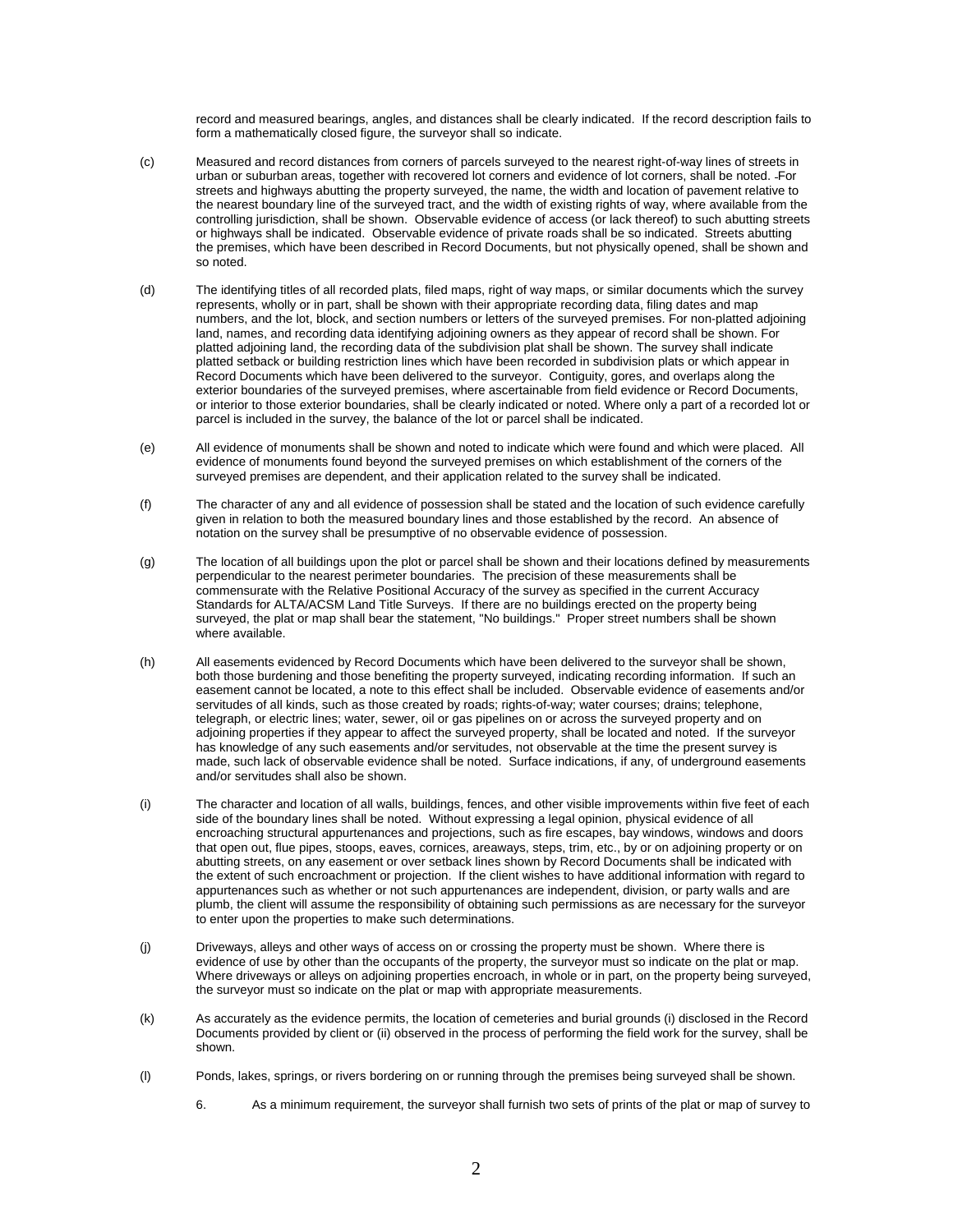record and measured bearings, angles, and distances shall be clearly indicated. If the record description fails to form a mathematically closed figure, the surveyor shall so indicate.

(c) Measured and record distances from corners of parcels surveyed to the nearest right-of-way lines of streets in urban or suburban areas, together with recovered lot corners and evidence of lot corners, shall be noted. For streets and highways abutting the property surveyed, the name, the width and location of pavement relative to the nearest boundary line of the surveyed tract, and the width of existing rights of way, where available from the controlling jurisdiction, shall be shown. Observable evidence of access (or lack thereof) to such abutting streets or highways shall be indicated. Observable evidence of private roads shall be so indicated. Streets abutting the premises, which have been described in Record Documents, but not physically opened, shall be shown and so noted.

(d) The identifying titles of all recorded plats, filed maps, right of way maps, or similar documents which the survey represents, wholly or in part, shall be shown with their appropriate recording data, filing dates and map numbers, and the lot, block, and section numbers or letters of the surveyed premises. For non-platted adjoining land, names, and recording data identifying adjoining owners as they appear of record shall be shown. For platted adjoining land, the recording data of the subdivision plat shall be shown. The survey shall indicate platted setback or building restriction lines which have been recorded in subdivision plats or which appear in Record Documents which have been delivered to the surveyor. Contiguity, gores, and overlaps along the exterior boundaries of the surveyed premises, where ascertainable from field evidence or Record Documents, or interior to those exterior boundaries, shall be clearly indicated or noted. Where only a part of a recorded lot or parcel is included in the survey, the balance of the lot or parcel shall be indicated.

(e) All evidence of monuments shall be shown and noted to indicate which were found and which were placed. All evidence of monuments found beyond the surveyed premises on which establishment of the corners of the surveyed premises are dependent, and their application related to the survey shall be indicated.

(f) The character of any and all evidence of possession shall be stated and the location of such evidence carefully given in relation to both the measured boundary lines and those established by the record. An absence of notation on the survey shall be presumptive of no observable evidence of possession.

(g) The location of all buildings upon the plot or parcel shall be shown and their locations defined by measurements perpendicular to the nearest perimeter boundaries. The precision of these measurements shall be commensurate with the Relative Positional Accuracy of the survey as specified in the current Accuracy Standards for ALTA/ACSM Land Title Surveys. If there are no buildings erected on the property being surveyed, the plat or map shall bear the statement, "No buildings." Proper street numbers shall be shown where available.

(h) All easements evidenced by Record Documents which have been delivered to the surveyor shall be shown, both those burdening and those benefiting the property surveyed, indicating recording information. If such an easement cannot be located, a note to this effect shall be included. Observable evidence of easements and/or servitudes of all kinds, such as those created by roads; rights-of-way; water courses; drains; telephone, telegraph, or electric lines; water, sewer, oil or gas pipelines on or across the surveyed property and on adjoining properties if they appear to affect the surveyed property, shall be located and noted. If the surveyor has knowledge of any such easements and/or servitudes, not observable at the time the present survey is made, such lack of observable evidence shall be noted. Surface indications, if any, of underground easements and/or servitudes shall also be shown.

(i) The character and location of all walls, buildings, fences, and other visible improvements within five feet of each side of the boundary lines shall be noted. Without expressing a legal opinion, physical evidence of all encroaching structural appurtenances and projections, such as fire escapes, bay windows, windows and doors that open out, flue pipes, stoops, eaves, cornices, areaways, steps, trim, etc., by or on adjoining property or on abutting streets, on any easement or over setback lines shown by Record Documents shall be indicated with the extent of such encroachment or projection. If the client wishes to have additional information with regard to appurtenances such as whether or not such appurtenances are independent, division, or party walls and are plumb, the client will assume the responsibility of obtaining such permissions as are necessary for the surveyor to enter upon the properties to make such determinations.

(j) Driveways, alleys and other ways of access on or crossing the property must be shown. Where there is evidence of use by other than the occupants of the property, the surveyor must so indicate on the plat or map. Where driveways or alleys on adjoining properties encroach, in whole or in part, on the property being surveyed, the surveyor must so indicate on the plat or map with appropriate measurements.

(k) As accurately as the evidence permits, the location of cemeteries and burial grounds (i) disclosed in the Record Documents provided by client or (ii) observed in the process of performing the field work for the survey, shall be shown.

(l) Ponds, lakes, springs, or rivers bordering on or running through the premises being surveyed shall be shown.

6. As a minimum requirement, the surveyor shall furnish two sets of prints of the plat or map of survey to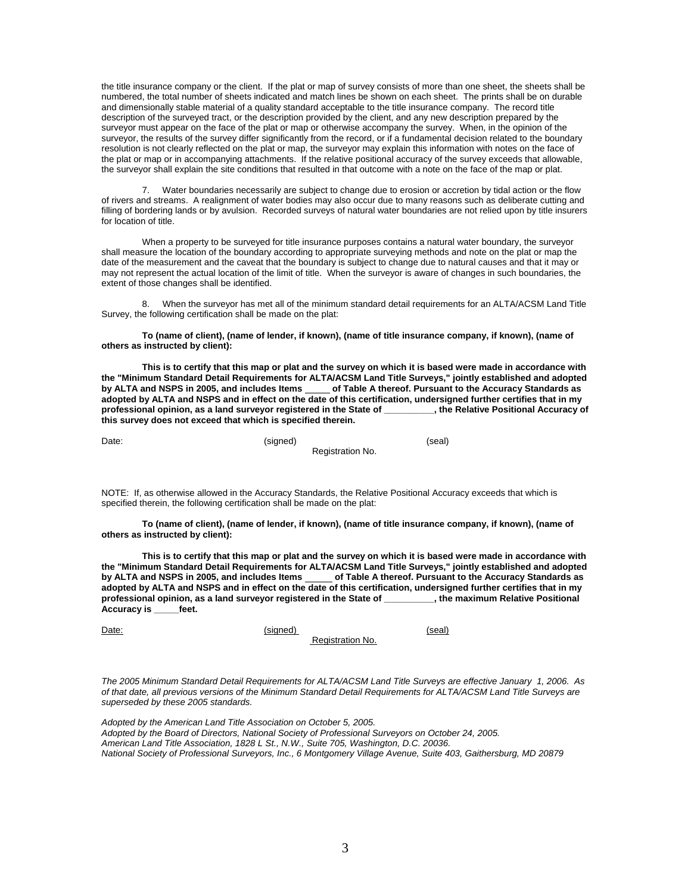the title insurance company or the client. If the plat or map of survey consists of more than one sheet, the sheets shall be numbered, the total number of sheets indicated and match lines be shown on each sheet. The prints shall be on durable and dimensionally stable material of a quality standard acceptable to the title insurance company. The record title description of the surveyed tract, or the description provided by the client, and any new description prepared by the surveyor must appear on the face of the plat or map or otherwise accompany the survey. When, in the opinion of the surveyor, the results of the survey differ significantly from the record, or if a fundamental decision related to the boundary resolution is not clearly reflected on the plat or map, the surveyor may explain this information with notes on the face of the plat or map or in accompanying attachments. If the relative positional accuracy of the survey exceeds that allowable, the surveyor shall explain the site conditions that resulted in that outcome with a note on the face of the map or plat.

7. Water boundaries necessarily are subject to change due to erosion or accretion by tidal action or the flow of rivers and streams. A realignment of water bodies may also occur due to many reasons such as deliberate cutting and filling of bordering lands or by avulsion. Recorded surveys of natural water boundaries are not relied upon by title insurers for location of title.

When a property to be surveyed for title insurance purposes contains a natural water boundary, the surveyor shall measure the location of the boundary according to appropriate surveying methods and note on the plat or map the date of the measurement and the caveat that the boundary is subject to change due to natural causes and that it may or may not represent the actual location of the limit of title. When the surveyor is aware of changes in such boundaries, the extent of those changes shall be identified.

8. When the surveyor has met all of the minimum standard detail requirements for an ALTA/ACSM Land Title Survey, the following certification shall be made on the plat:

**To (name of client), (name of lender, if known), (name of title insurance company, if known), (name of others as instructed by client):**

**This is to certify that this map or plat and the survey on which it is based were made in accordance with the "Minimum Standard Detail Requirements for ALTA/ACSM Land Title Surveys," jointly established and adopted by ALTA and NSPS in 2005, and includes Items \_\_\_\_\_ of Table A thereof. Pursuant to the Accuracy Standards as adopted by ALTA and NSPS and in effect on the date of this certification, undersigned further certifies that in my professional opinion, as a land surveyor registered in the State of \_\_\_\_\_\_\_\_\_\_, the Relative Positional Accuracy of this survey does not exceed that which is specified therein.**

Date: (signed) (seal)
Registration No.

NOTE: If, as otherwise allowed in the Accuracy Standards, the Relative Positional Accuracy exceeds that which is specified therein, the following certification shall be made on the plat:

**To (name of client), (name of lender, if known), (name of title insurance company, if known), (name of others as instructed by client):**

**This is to certify that this map or plat and the survey on which it is based were made in accordance with the "Minimum Standard Detail Requirements for ALTA/ACSM Land Title Surveys," jointly established and adopted by ALTA and NSPS in 2005, and includes Items \_\_\_\_\_ of Table A thereof. Pursuant to the Accuracy Standards as adopted by ALTA and NSPS and in effect on the date of this certification, undersigned further certifies that in my professional opinion, as a land surveyor registered in the State of \_\_\_\_\_\_\_\_\_\_, the maximum Relative Positional Accuracy is \_\_\_\_\_feet.**

Date: (signed) (seal)
Registration No.

*The 2005 Minimum Standard Detail Requirements for ALTA/ACSM Land Title Surveys are effective January 1, 2006. As of that date, all previous versions of the Minimum Standard Detail Requirements for ALTA/ACSM Land Title Surveys are superseded by these 2005 standards.*

*Adopted by the American Land Title Association on October 5, 2005.*
*Adopted by the Board of Directors, National Society of Professional Surveyors on October 24, 2005.*
*American Land Title Association, 1828 L St., N.W., Suite 705, Washington, D.C. 20036.*
*National Society of Professional Surveyors, Inc., 6 Montgomery Village Avenue, Suite 403, Gaithersburg, MD 20879*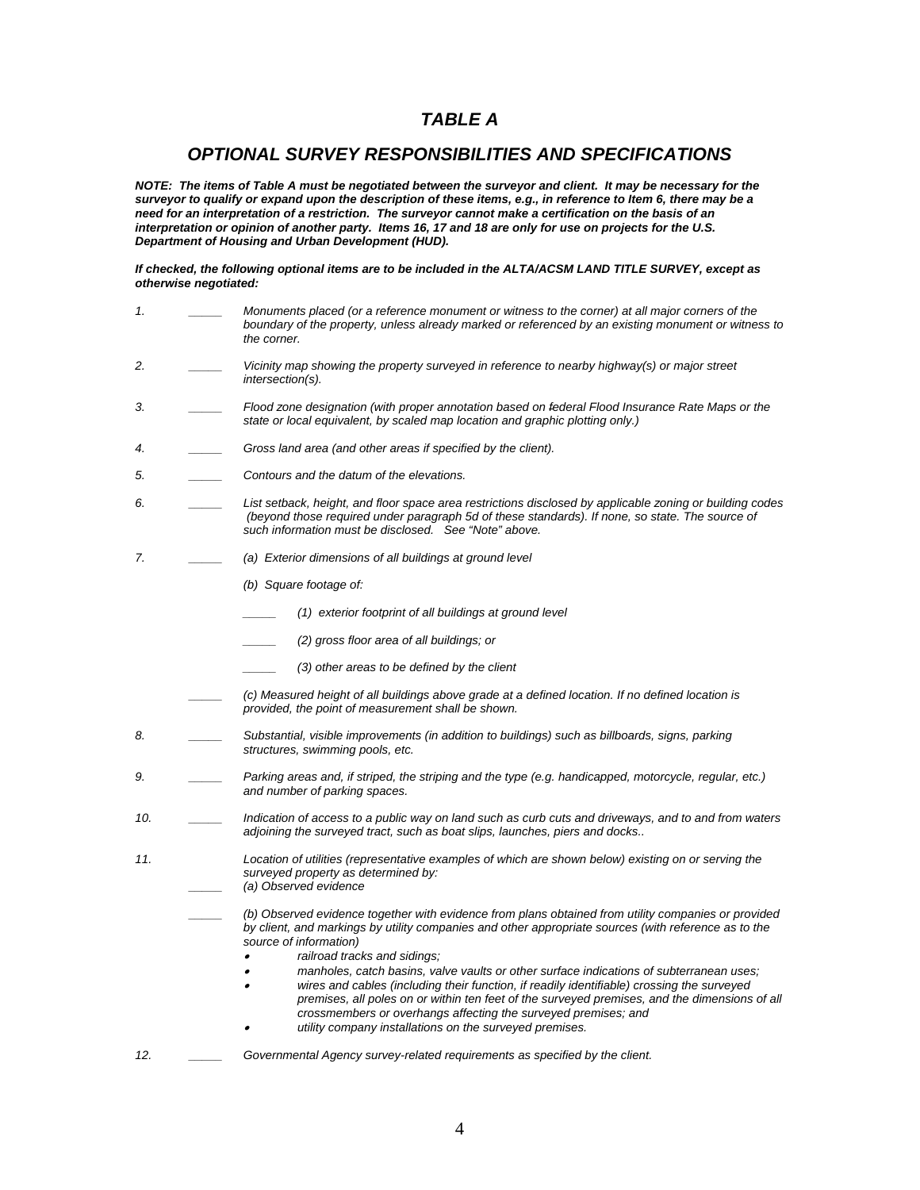# *TABLE A*

## *OPTIONAL SURVEY RESPONSIBILITIES AND SPECIFICATIONS*

***NOTE: The items of Table A must be negotiated between the surveyor and client. It may be necessary for the surveyor to qualify or expand upon the description of these items, e.g., in reference to Item 6, there may be a need for an interpretation of a restriction. The surveyor cannot make a certification on the basis of an interpretation or opinion of another party. Items 16, 17 and 18 are only for use on projects for the U.S. Department of Housing and Urban Development (HUD).***

***If checked, the following optional items are to be included in the ALTA/ACSM LAND TITLE SURVEY, except as otherwise negotiated:***

*1.* _____ *Monuments placed (or a reference monument or witness to the corner) at all major corners of the boundary of the property, unless already marked or referenced by an existing monument or witness to the corner.*

*2.* _____ *Vicinity map showing the property surveyed in reference to nearby highway(s) or major street intersection(s).*

*3.* _____ *Flood zone designation (with proper annotation based on federal Flood Insurance Rate Maps or the state or local equivalent, by scaled map location and graphic plotting only.)*

*4.* _____ *Gross land area (and other areas if specified by the client).*

*5.* _____ *Contours and the datum of the elevations.*

*6.* _____ *List setback, height, and floor space area restrictions disclosed by applicable zoning or building codes (beyond those required under paragraph 5d of these standards). If none, so state. The source of such information must be disclosed. See "Note" above.*

*7.* _____ *(a) Exterior dimensions of all buildings at ground level*

*(b) Square footage of:*

_____ *(1) exterior footprint of all buildings at ground level*

_____ *(2) gross floor area of all buildings; or*

_____ *(3) other areas to be defined by the client*

_____ *(c) Measured height of all buildings above grade at a defined location. If no defined location is provided, the point of measurement shall be shown.*

*8.* _____ *Substantial, visible improvements (in addition to buildings) such as billboards, signs, parking structures, swimming pools, etc.*

*9.* _____ *Parking areas and, if striped, the striping and the type (e.g. handicapped, motorcycle, regular, etc.) and number of parking spaces.*

*10.* _____ *Indication of access to a public way on land such as curb cuts and driveways, and to and from waters adjoining the surveyed tract, such as boat slips, launches, piers and docks..*

*11.* *Location of utilities (representative examples of which are shown below) existing on or serving the surveyed property as determined by:*

_____ *(a) Observed evidence*

_____ *(b) Observed evidence together with evidence from plans obtained from utility companies or provided by client, and markings by utility companies and other appropriate sources (with reference as to the source of information)*

- *railroad tracks and sidings;*
- *manholes, catch basins, valve vaults or other surface indications of subterranean uses;*
- *wires and cables (including their function, if readily identifiable) crossing the surveyed premises, all poles on or within ten feet of the surveyed premises, and the dimensions of all crossmembers or overhangs affecting the surveyed premises; and*
- *utility company installations on the surveyed premises.*

*12.* _____ *Governmental Agency survey-related requirements as specified by the client.*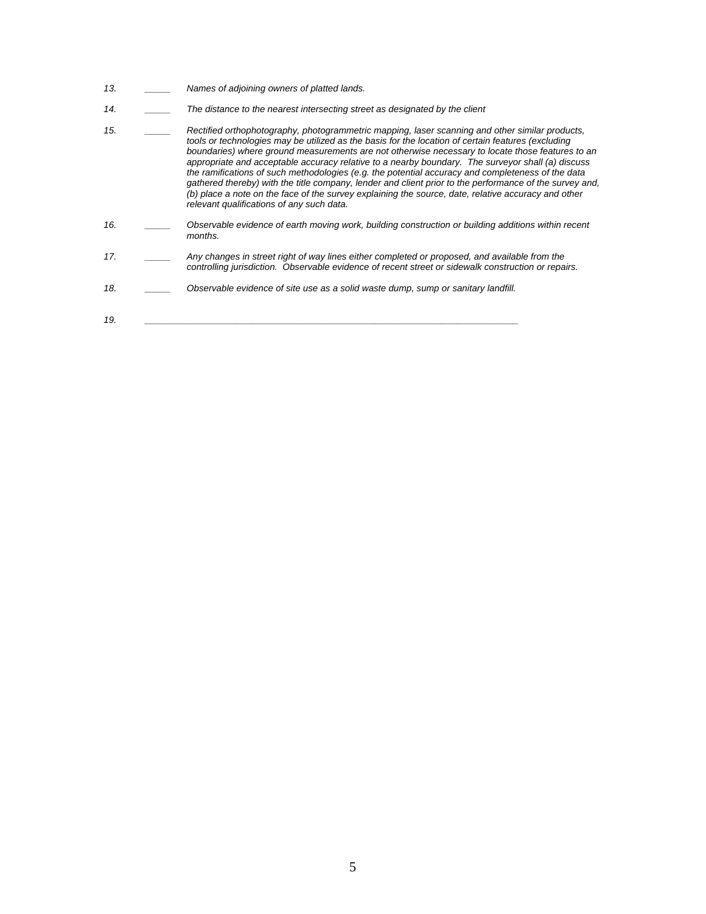13. _____ *Names of adjoining owners of platted lands.*

14. _____ *The distance to the nearest intersecting street as designated by the client*

15. _____ *Rectified orthophotography, photogrammetric mapping, laser scanning and other similar products, tools or technologies may be utilized as the basis for the location of certain features (excluding boundaries) where ground measurements are not otherwise necessary to locate those features to an appropriate and acceptable accuracy relative to a nearby boundary. The surveyor shall (a) discuss the ramifications of such methodologies (e.g. the potential accuracy and completeness of the data gathered thereby) with the title company, lender and client prior to the performance of the survey and, (b) place a note on the face of the survey explaining the source, date, relative accuracy and other relevant qualifications of any such data.*

16. _____ *Observable evidence of earth moving work, building construction or building additions within recent months.*

17. _____ *Any changes in street right of way lines either completed or proposed, and available from the controlling jurisdiction. Observable evidence of recent street or sidewalk construction or repairs.*

18. _____ *Observable evidence of site use as a solid waste dump, sump or sanitary landfill.*

19. ________________________________________________________________________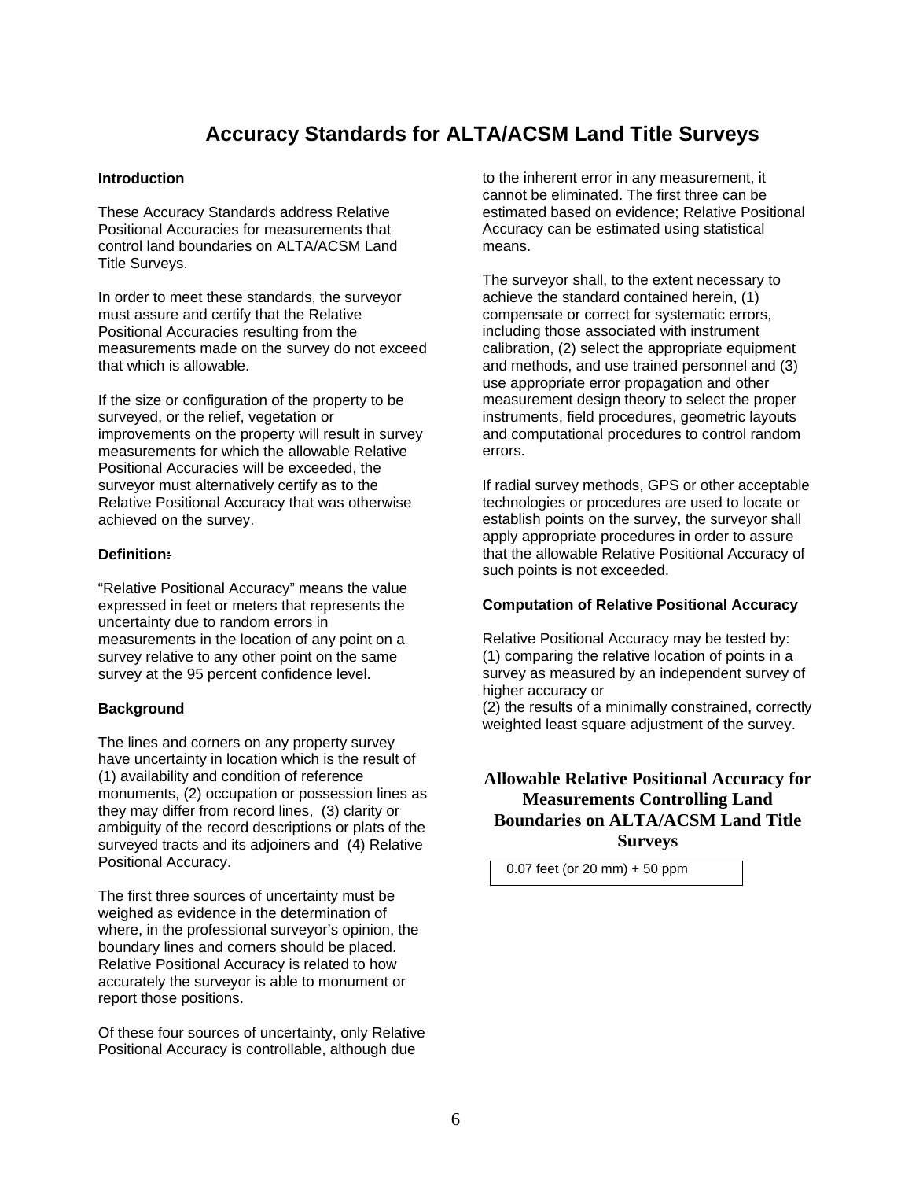# Accuracy Standards for ALTA/ACSM Land Title Surveys

**Introduction**

These Accuracy Standards address Relative Positional Accuracies for measurements that control land boundaries on ALTA/ACSM Land Title Surveys.

In order to meet these standards, the surveyor must assure and certify that the Relative Positional Accuracies resulting from the measurements made on the survey do not exceed that which is allowable.

If the size or configuration of the property to be surveyed, or the relief, vegetation or improvements on the property will result in survey measurements for which the allowable Relative Positional Accuracies will be exceeded, the surveyor must alternatively certify as to the Relative Positional Accuracy that was otherwise achieved on the survey.

**Definition:**

"Relative Positional Accuracy" means the value expressed in feet or meters that represents the uncertainty due to random errors in measurements in the location of any point on a survey relative to any other point on the same survey at the 95 percent confidence level.

**Background**

The lines and corners on any property survey have uncertainty in location which is the result of (1) availability and condition of reference monuments, (2) occupation or possession lines as they may differ from record lines, (3) clarity or ambiguity of the record descriptions or plats of the surveyed tracts and its adjoiners and (4) Relative Positional Accuracy.

The first three sources of uncertainty must be weighed as evidence in the determination of where, in the professional surveyor's opinion, the boundary lines and corners should be placed. Relative Positional Accuracy is related to how accurately the surveyor is able to monument or report those positions.

Of these four sources of uncertainty, only Relative Positional Accuracy is controllable, although due to the inherent error in any measurement, it cannot be eliminated. The first three can be estimated based on evidence; Relative Positional Accuracy can be estimated using statistical means.

The surveyor shall, to the extent necessary to achieve the standard contained herein, (1) compensate or correct for systematic errors, including those associated with instrument calibration, (2) select the appropriate equipment and methods, and use trained personnel and (3) use appropriate error propagation and other measurement design theory to select the proper instruments, field procedures, geometric layouts and computational procedures to control random errors.

If radial survey methods, GPS or other acceptable technologies or procedures are used to locate or establish points on the survey, the surveyor shall apply appropriate procedures in order to assure that the allowable Relative Positional Accuracy of such points is not exceeded.

**Computation of Relative Positional Accuracy**

Relative Positional Accuracy may be tested by:
(1) comparing the relative location of points in a survey as measured by an independent survey of higher accuracy or
(2) the results of a minimally constrained, correctly weighted least square adjustment of the survey.

**Allowable Relative Positional Accuracy for Measurements Controlling Land Boundaries on ALTA/ACSM Land Title Surveys**

| |
|---|
| 0.07 feet (or 20 mm) + 50 ppm |